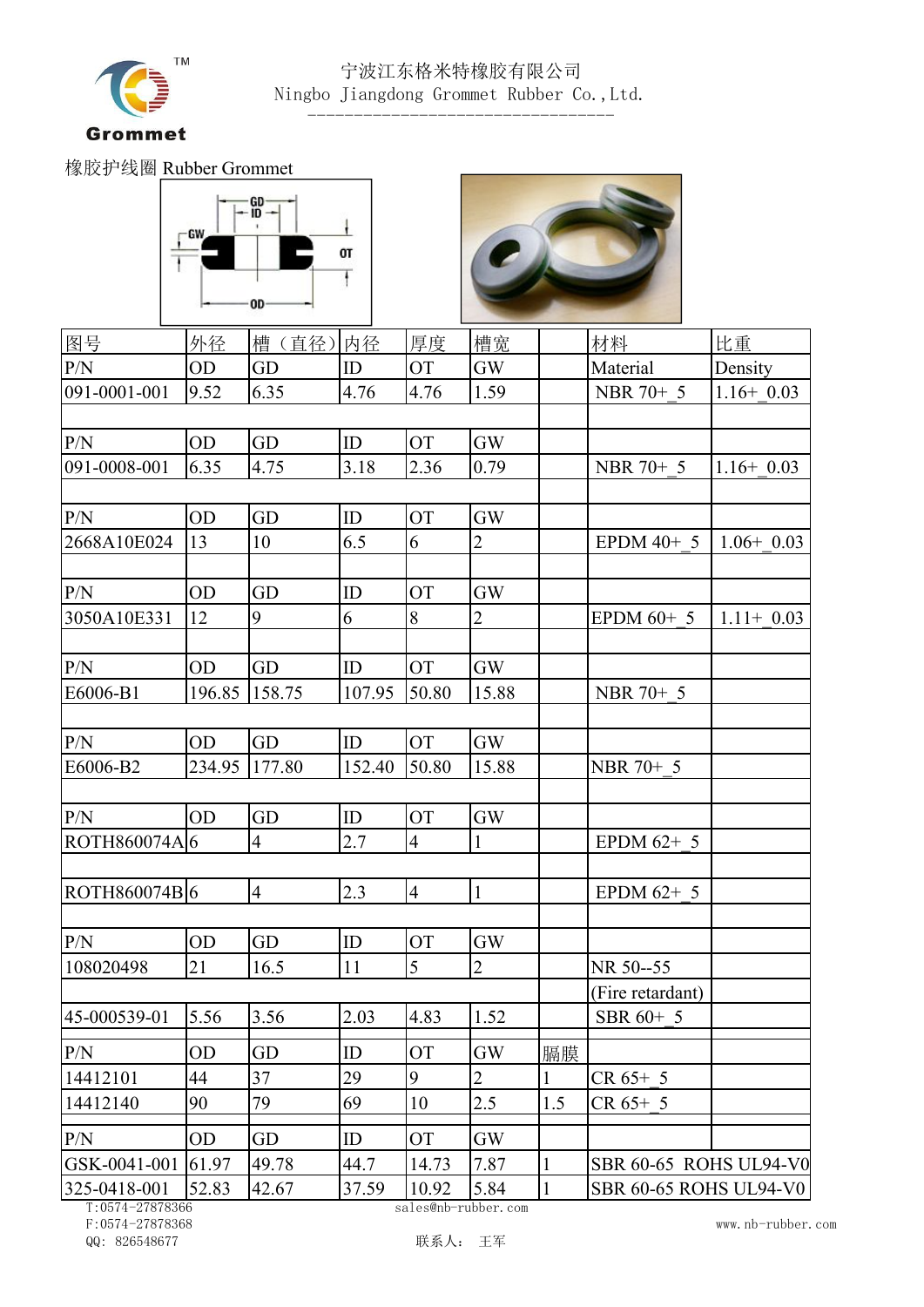宁波江东格米特橡胶有限公司
Ningbo Jiangdong Grommet Rubber Co.,Ltd.

橡胶护线圈 Rubber Grommet

| 图号 | 外径 | 槽（直径） | 内径 | 厚度 | 槽宽 | | 材料 | 比重 |
|---|---|---|---|---|---|---|---|---|
| P/N | OD | GD | ID | OT | GW | | Material | Density |
| 091-0001-001 | 9.52 | 6.35 | 4.76 | 4.76 | 1.59 | | NBR 70+_5 | 1.16+_0.03 |
| | | | | | | | | |
| P/N | OD | GD | ID | OT | GW | | | |
| 091-0008-001 | 6.35 | 4.75 | 3.18 | 2.36 | 0.79 | | NBR 70+_5 | 1.16+_0.03 |
| | | | | | | | | |
| P/N | OD | GD | ID | OT | GW | | | |
| 2668A10E024 | 13 | 10 | 6.5 | 6 | 2 | | EPDM 40+_5 | 1.06+_0.03 |
| | | | | | | | | |
| P/N | OD | GD | ID | OT | GW | | | |
| 3050A10E331 | 12 | 9 | 6 | 8 | 2 | | EPDM 60+_5 | 1.11+_0.03 |
| | | | | | | | | |
| P/N | OD | GD | ID | OT | GW | | | |
| E6006-B1 | 196.85 | 158.75 | 107.95 | 50.80 | 15.88 | | NBR 70+_5 | |
| | | | | | | | | |
| P/N | OD | GD | ID | OT | GW | | | |
| E6006-B2 | 234.95 | 177.80 | 152.40 | 50.80 | 15.88 | | NBR 70+_5 | |
| | | | | | | | | |
| P/N | OD | GD | ID | OT | GW | | | |
| ROTH860074A | 6 | 4 | 2.7 | 4 | 1 | | EPDM 62+_5 | |
| | | | | | | | | |
| ROTH860074B | 6 | 4 | 2.3 | 4 | 1 | | EPDM 62+_5 | |
| | | | | | | | | |
| P/N | OD | GD | ID | OT | GW | | | |
| 108020498 | 21 | 16.5 | 11 | 5 | 2 | | NR 50--55 | |
| | | | | | | | (Fire retardant) | |
| 45-000539-01 | 5.56 | 3.56 | 2.03 | 4.83 | 1.52 | | SBR 60+_5 | |
| P/N | OD | GD | ID | OT | GW | 膈膜 | | |
| 14412101 | 44 | 37 | 29 | 9 | 2 | 1 | CR 65+_5 | |
| 14412140 | 90 | 79 | 69 | 10 | 2.5 | 1.5 | CR 65+_5 | |
| P/N | OD | GD | ID | OT | GW | | | |
| GSK-0041-001 | 61.97 | 49.78 | 44.7 | 14.73 | 7.87 | 1 | SBR 60-65 ROHS UL94-V0 | |
| 325-0418-001 | 52.83 | 42.67 | 37.59 | 10.92 | 5.84 | 1 | SBR 60-65 ROHS UL94-V0 | |

T:0574-27878366
F:0574-27878368
QQ: 826548677

sales@nb-rubber.com
联系人： 王军

www.nb-rubber.com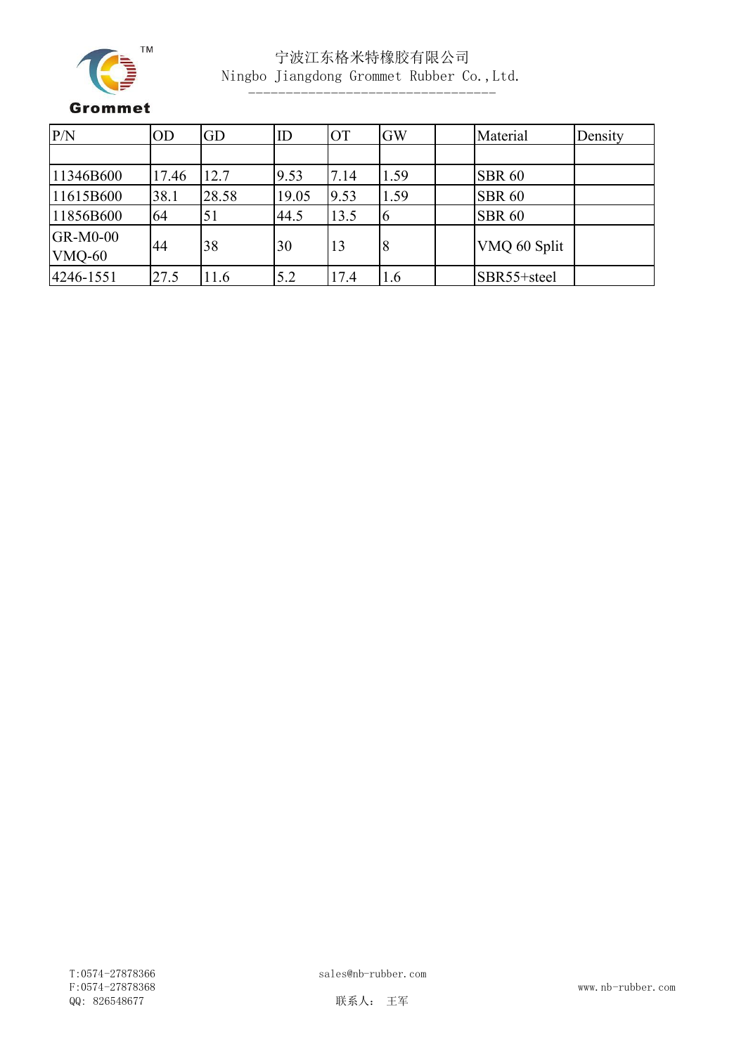宁波江东格米特橡胶有限公司

Ningbo Jiangdong Grommet Rubber Co.,Ltd.

| P/N | OD | GD | ID | OT | GW | | Material | Density |
|---|---|---|---|---|---|---|---|---|
| | | | | | | | | |
| 11346B600 | 17.46 | 12.7 | 9.53 | 7.14 | 1.59 | | SBR 60 | |
| 11615B600 | 38.1 | 28.58 | 19.05 | 9.53 | 1.59 | | SBR 60 | |
| 11856B600 | 64 | 51 | 44.5 | 13.5 | 6 | | SBR 60 | |
| GR-M0-00 VMQ-60 | 44 | 38 | 30 | 13 | 8 | | VMQ 60 Split | |
| 4246-1551 | 27.5 | 11.6 | 5.2 | 17.4 | 1.6 | | SBR55+steel | |

T:0574-27878366
F:0574-27878368
QQ: 826548677

sales@nb-rubber.com

联系人： 王军

www.nb-rubber.com